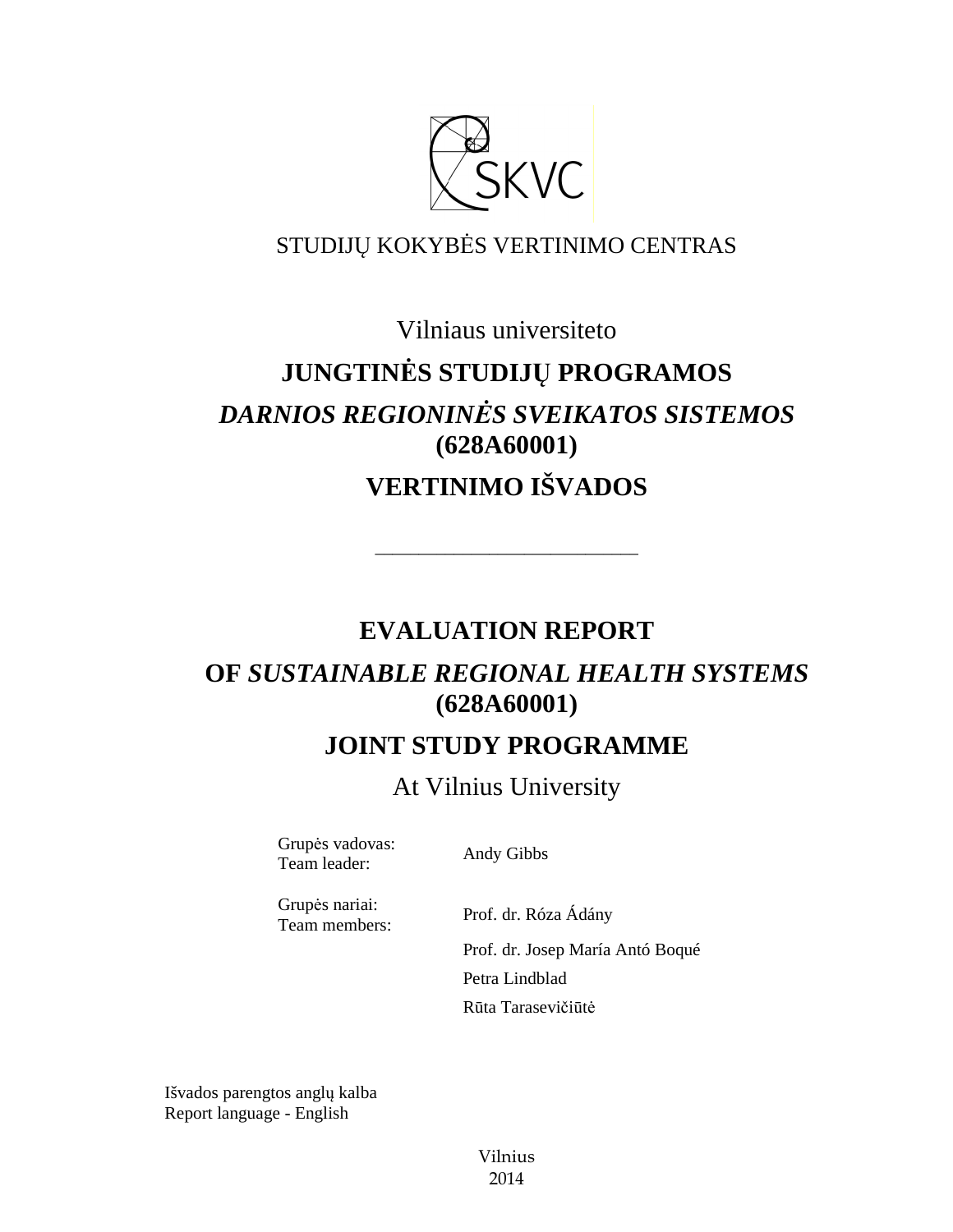SKVC

STUDIJŲ KOKYBĖS VERTINIMO CENTRAS

Vilniaus universiteto

**JUNGTINĖS STUDIJŲ PROGRAMOS**

***DARNIOS REGIONINĖS SVEIKATOS SISTEMOS*** **(628A60001)**

**VERTINIMO IŠVADOS**

---

**EVALUATION REPORT**

**OF *SUSTAINABLE REGIONAL HEALTH SYSTEMS* (628A60001)**

**JOINT STUDY PROGRAMME**

At Vilnius University

| | |
|---|---|
| Grupės vadovas:<br>Team leader: | Andy Gibbs |
| Grupės nariai:<br>Team members: | Prof. dr. Róza Ádány |
| | Prof. dr. Josep María Antó Boqué |
| | Petra Lindblad |
| | Rūta Tarasevičiūtė |

Išvados parengtos anglų kalba
Report language - English

Vilnius
2014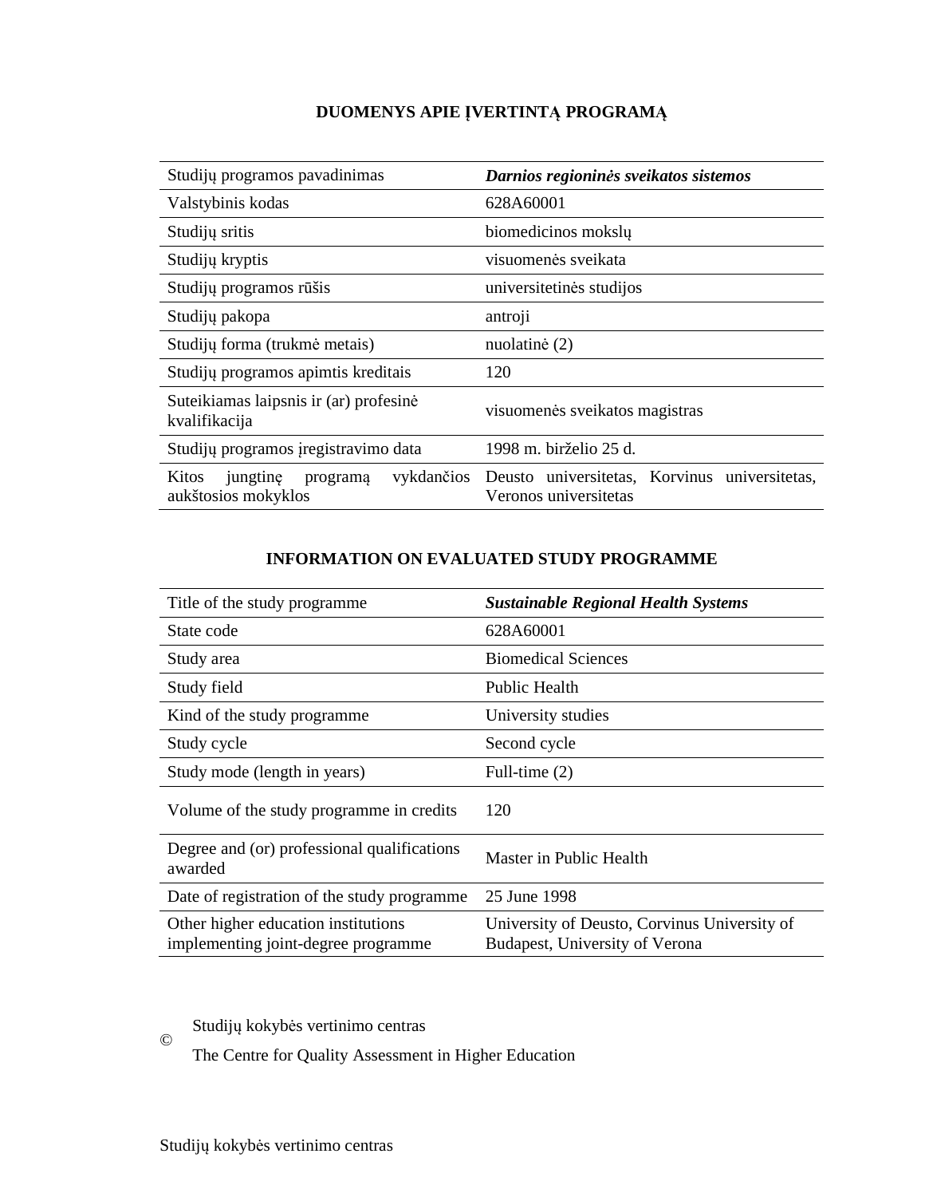### DUOMENYS APIE ĮVERTINTĄ PROGRAMĄ

| Studijų programos pavadinimas | ***Darnios regioninės sveikatos sistemos*** |
|---|---|
| Valstybinis kodas | 628A60001 |
| Studijų sritis | biomedicinos mokslų |
| Studijų kryptis | visuomenės sveikata |
| Studijų programos rūšis | universitetinės studijos |
| Studijų pakopa | antroji |
| Studijų forma (trukmė metais) | nuolatinė (2) |
| Studijų programos apimtis kreditais | 120 |
| Suteikiamas laipsnis ir (ar) profesinė kvalifikacija | visuomenės sveikatos magistras |
| Studijų programos įregistravimo data | 1998 m. birželio 25 d. |
| Kitos jungtinę programą vykdančios aukštosios mokyklos | Deusto universitetas, Korvinus universitetas, Veronos universitetas |

### INFORMATION ON EVALUATED STUDY PROGRAMME

| Title of the study programme | ***Sustainable Regional Health Systems*** |
|---|---|
| State code | 628A60001 |
| Study area | Biomedical Sciences |
| Study field | Public Health |
| Kind of the study programme | University studies |
| Study cycle | Second cycle |
| Study mode (length in years) | Full-time (2) |
| Volume of the study programme in credits | 120 |
| Degree and (or) professional qualifications awarded | Master in Public Health |
| Date of registration of the study programme | 25 June 1998 |
| Other higher education institutions implementing joint-degree programme | University of Deusto, Corvinus University of Budapest, University of Verona |

© Studijų kokybės vertinimo centras
The Centre for Quality Assessment in Higher Education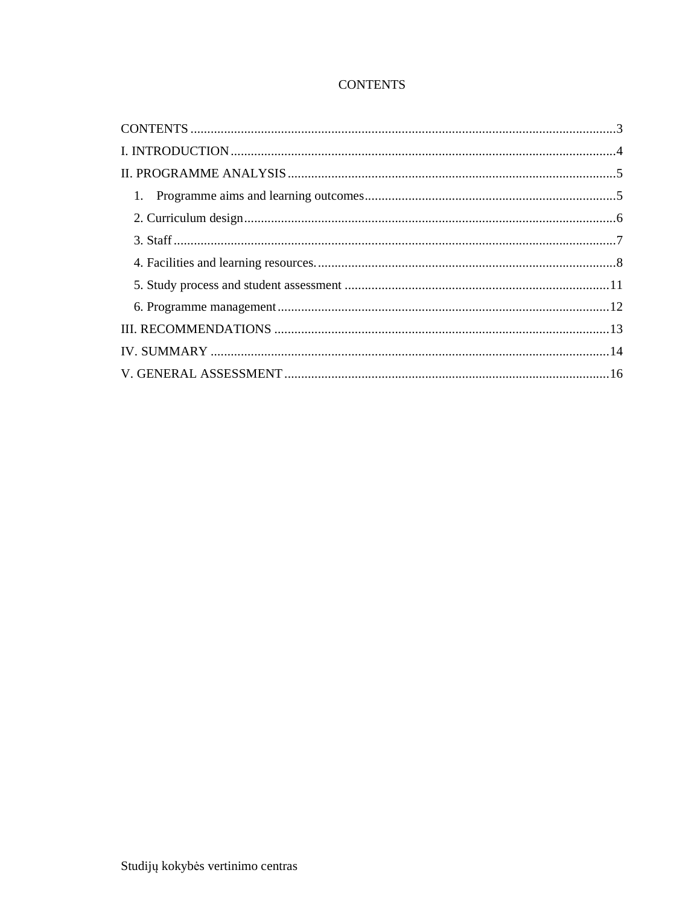# CONTENTS

CONTENTS ........................................................................................................................3
I. INTRODUCTION ............................................................................................................4
II. PROGRAMME ANALYSIS ...........................................................................................5
1. Programme aims and learning outcomes ....................................................................5
2. Curriculum design ........................................................................................................6
3. Staff ...............................................................................................................................7
4. Facilities and learning resources. ...................................................................................8
5. Study process and student assessment .........................................................................11
6. Programme management .............................................................................................12
III. RECOMMENDATIONS ..............................................................................................13
IV. SUMMARY ..................................................................................................................14
V. GENERAL ASSESSMENT ...........................................................................................16

Studijų kokybės vertinimo centras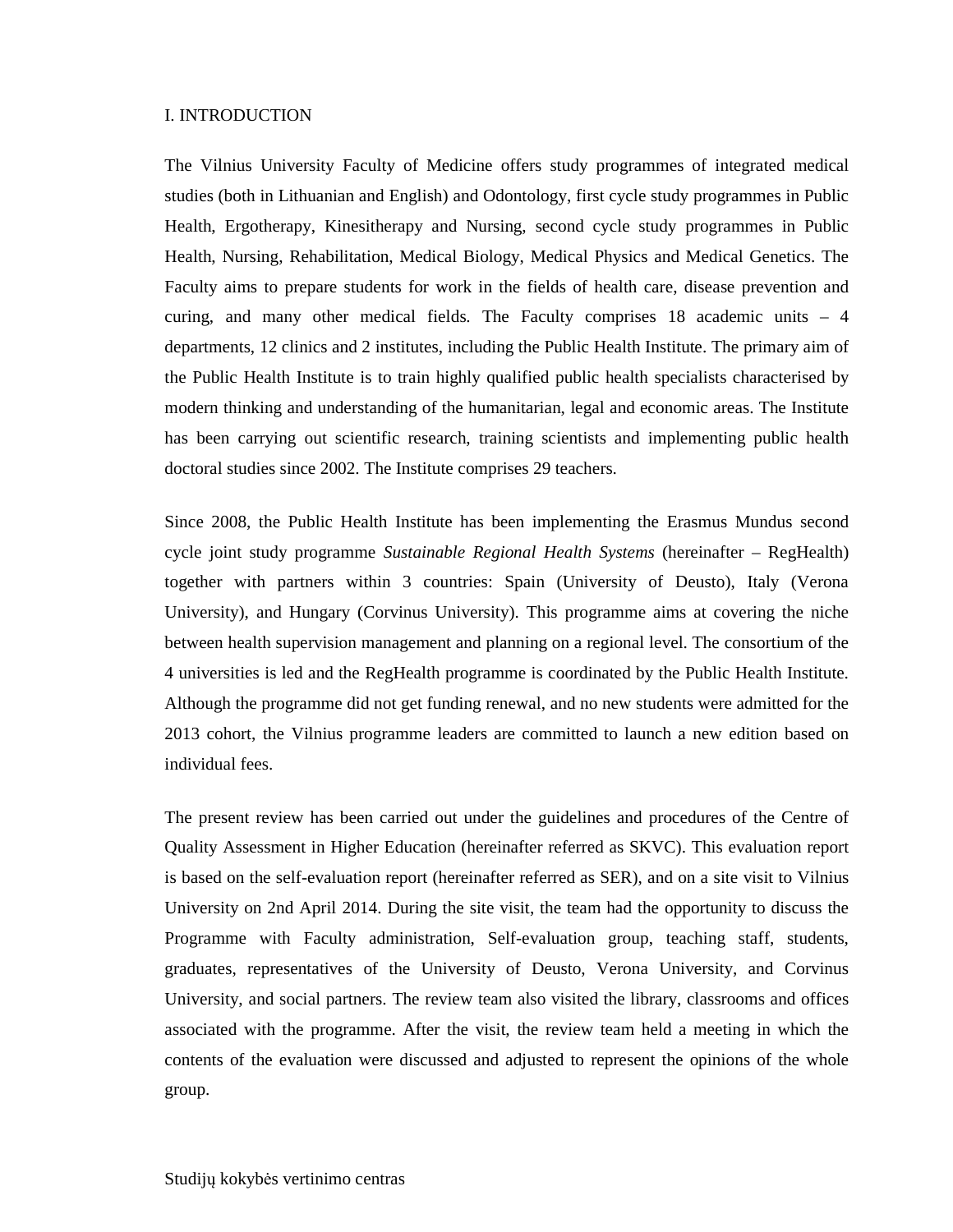# I. INTRODUCTION

The Vilnius University Faculty of Medicine offers study programmes of integrated medical studies (both in Lithuanian and English) and Odontology, first cycle study programmes in Public Health, Ergotherapy, Kinesitherapy and Nursing, second cycle study programmes in Public Health, Nursing, Rehabilitation, Medical Biology, Medical Physics and Medical Genetics. The Faculty aims to prepare students for work in the fields of health care, disease prevention and curing, and many other medical fields. The Faculty comprises 18 academic units – 4 departments, 12 clinics and 2 institutes, including the Public Health Institute. The primary aim of the Public Health Institute is to train highly qualified public health specialists characterised by modern thinking and understanding of the humanitarian, legal and economic areas. The Institute has been carrying out scientific research, training scientists and implementing public health doctoral studies since 2002. The Institute comprises 29 teachers.

Since 2008, the Public Health Institute has been implementing the Erasmus Mundus second cycle joint study programme *Sustainable Regional Health Systems* (hereinafter – RegHealth) together with partners within 3 countries: Spain (University of Deusto), Italy (Verona University), and Hungary (Corvinus University). This programme aims at covering the niche between health supervision management and planning on a regional level. The consortium of the 4 universities is led and the RegHealth programme is coordinated by the Public Health Institute. Although the programme did not get funding renewal, and no new students were admitted for the 2013 cohort, the Vilnius programme leaders are committed to launch a new edition based on individual fees.

The present review has been carried out under the guidelines and procedures of the Centre of Quality Assessment in Higher Education (hereinafter referred as SKVC). This evaluation report is based on the self-evaluation report (hereinafter referred as SER), and on a site visit to Vilnius University on 2nd April 2014. During the site visit, the team had the opportunity to discuss the Programme with Faculty administration, Self-evaluation group, teaching staff, students, graduates, representatives of the University of Deusto, Verona University, and Corvinus University, and social partners. The review team also visited the library, classrooms and offices associated with the programme. After the visit, the review team held a meeting in which the contents of the evaluation were discussed and adjusted to represent the opinions of the whole group.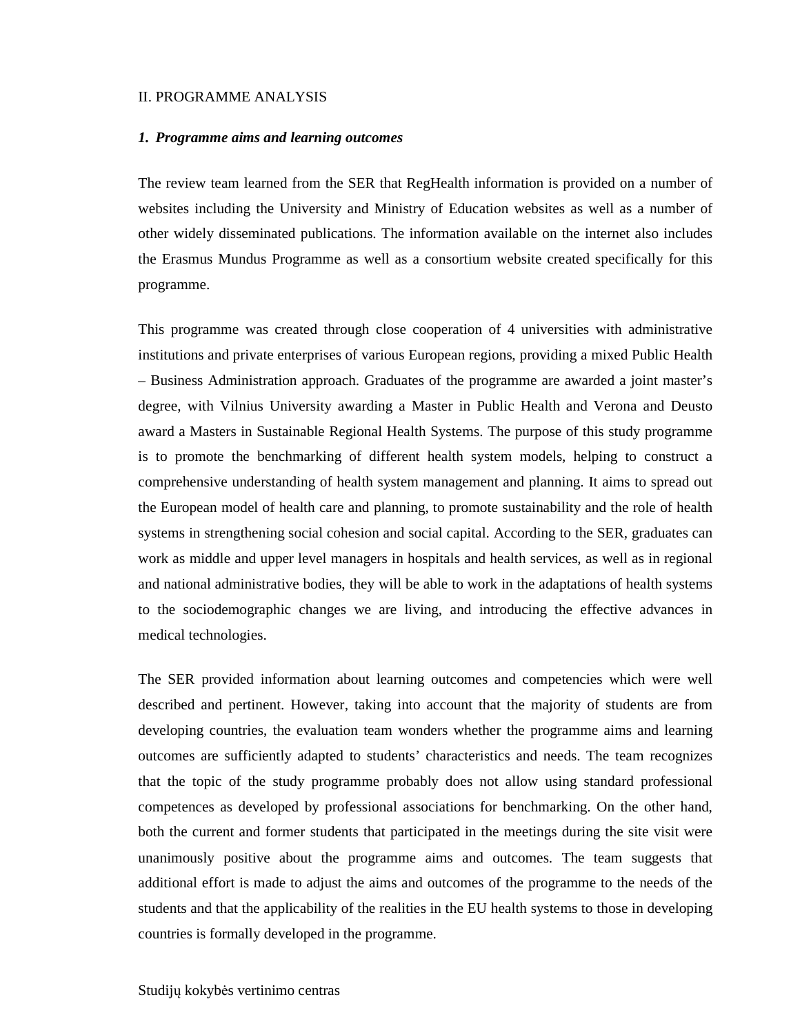## II. PROGRAMME ANALYSIS

### *1. Programme aims and learning outcomes*

The review team learned from the SER that RegHealth information is provided on a number of websites including the University and Ministry of Education websites as well as a number of other widely disseminated publications. The information available on the internet also includes the Erasmus Mundus Programme as well as a consortium website created specifically for this programme.

This programme was created through close cooperation of 4 universities with administrative institutions and private enterprises of various European regions, providing a mixed Public Health – Business Administration approach. Graduates of the programme are awarded a joint master's degree, with Vilnius University awarding a Master in Public Health and Verona and Deusto award a Masters in Sustainable Regional Health Systems. The purpose of this study programme is to promote the benchmarking of different health system models, helping to construct a comprehensive understanding of health system management and planning. It aims to spread out the European model of health care and planning, to promote sustainability and the role of health systems in strengthening social cohesion and social capital. According to the SER, graduates can work as middle and upper level managers in hospitals and health services, as well as in regional and national administrative bodies, they will be able to work in the adaptations of health systems to the sociodemographic changes we are living, and introducing the effective advances in medical technologies.

The SER provided information about learning outcomes and competencies which were well described and pertinent. However, taking into account that the majority of students are from developing countries, the evaluation team wonders whether the programme aims and learning outcomes are sufficiently adapted to students' characteristics and needs. The team recognizes that the topic of the study programme probably does not allow using standard professional competences as developed by professional associations for benchmarking. On the other hand, both the current and former students that participated in the meetings during the site visit were unanimously positive about the programme aims and outcomes. The team suggests that additional effort is made to adjust the aims and outcomes of the programme to the needs of the students and that the applicability of the realities in the EU health systems to those in developing countries is formally developed in the programme.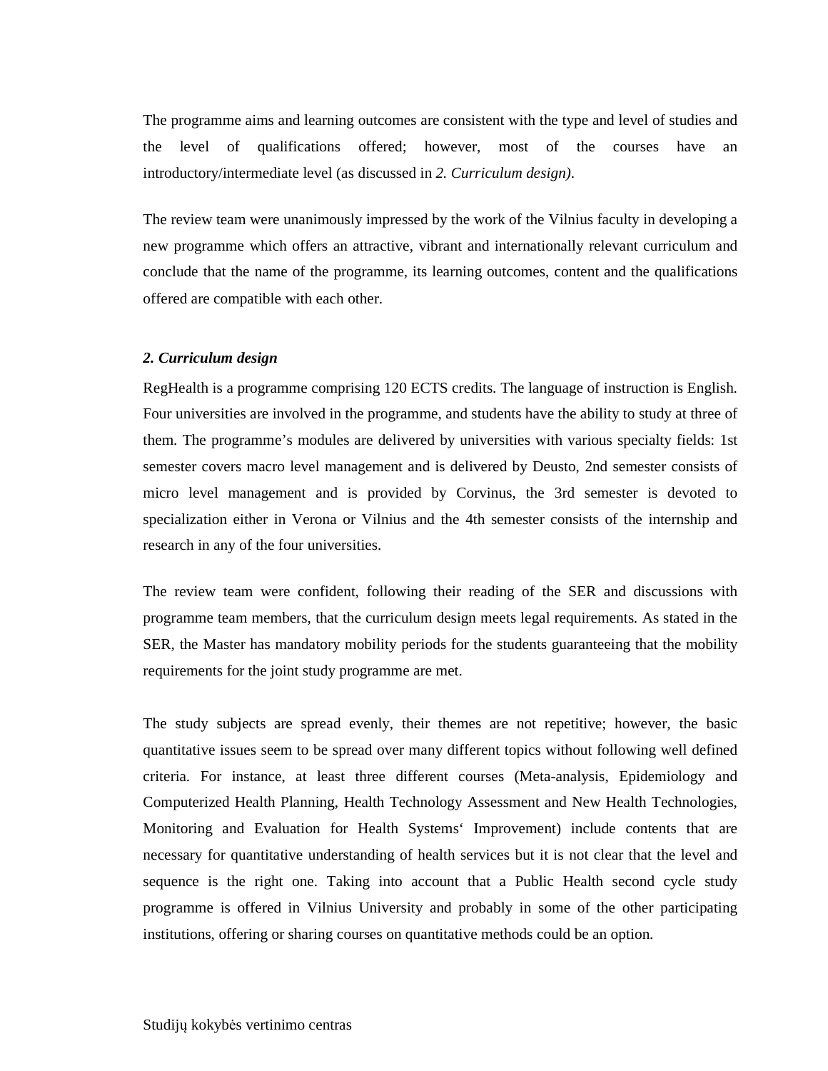The programme aims and learning outcomes are consistent with the type and level of studies and the level of qualifications offered; however, most of the courses have an introductory/intermediate level (as discussed in *2. Curriculum design)*.

The review team were unanimously impressed by the work of the Vilnius faculty in developing a new programme which offers an attractive, vibrant and internationally relevant curriculum and conclude that the name of the programme, its learning outcomes, content and the qualifications offered are compatible with each other.

### *2. Curriculum design*

RegHealth is a programme comprising 120 ECTS credits. The language of instruction is English. Four universities are involved in the programme, and students have the ability to study at three of them. The programme's modules are delivered by universities with various specialty fields: 1st semester covers macro level management and is delivered by Deusto, 2nd semester consists of micro level management and is provided by Corvinus, the 3rd semester is devoted to specialization either in Verona or Vilnius and the 4th semester consists of the internship and research in any of the four universities.

The review team were confident, following their reading of the SER and discussions with programme team members, that the curriculum design meets legal requirements. As stated in the SER, the Master has mandatory mobility periods for the students guaranteeing that the mobility requirements for the joint study programme are met.

The study subjects are spread evenly, their themes are not repetitive; however, the basic quantitative issues seem to be spread over many different topics without following well defined criteria. For instance, at least three different courses (Meta-analysis, Epidemiology and Computerized Health Planning, Health Technology Assessment and New Health Technologies, Monitoring and Evaluation for Health Systems' Improvement) include contents that are necessary for quantitative understanding of health services but it is not clear that the level and sequence is the right one. Taking into account that a Public Health second cycle study programme is offered in Vilnius University and probably in some of the other participating institutions, offering or sharing courses on quantitative methods could be an option.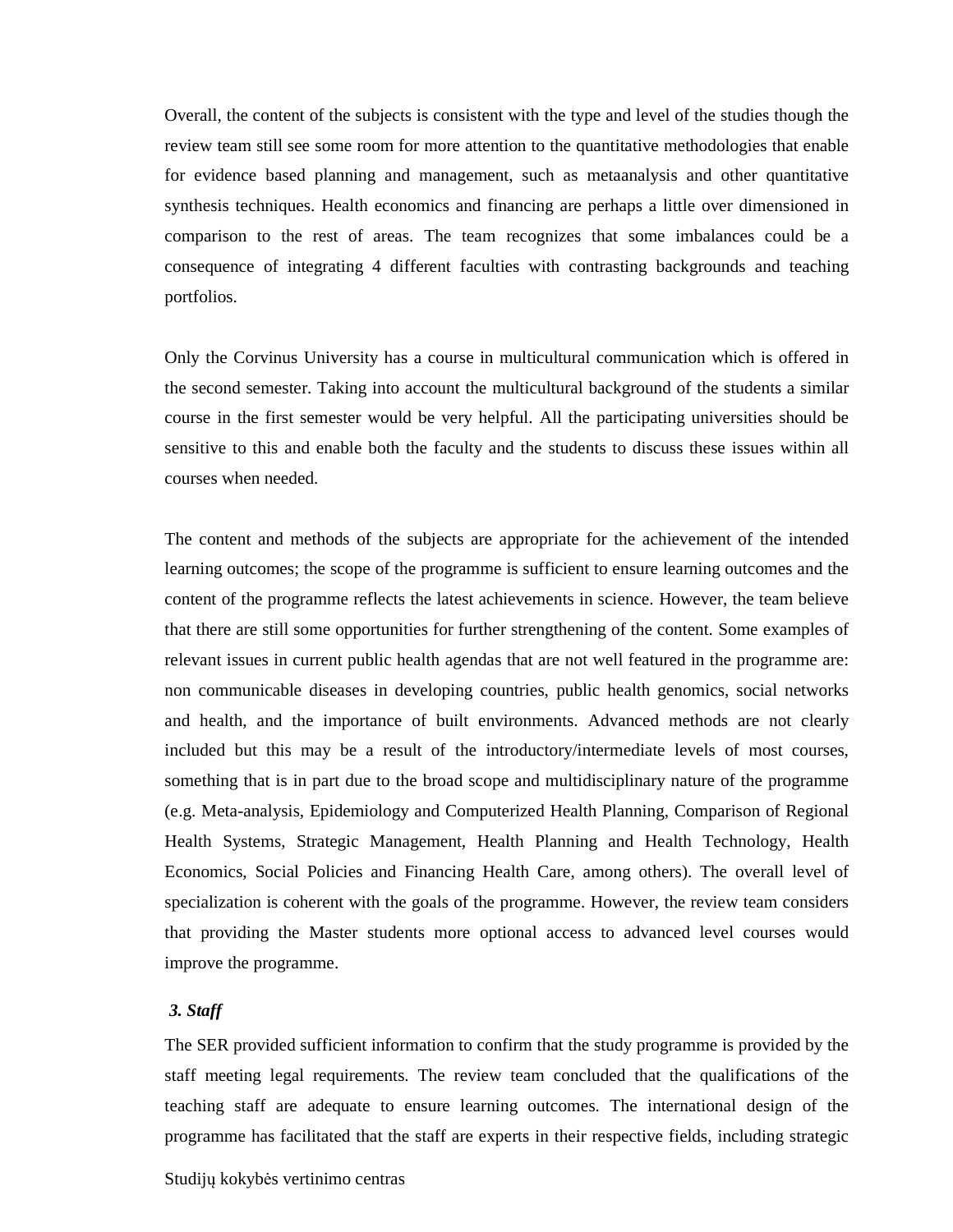Overall, the content of the subjects is consistent with the type and level of the studies though the review team still see some room for more attention to the quantitative methodologies that enable for evidence based planning and management, such as metaanalysis and other quantitative synthesis techniques. Health economics and financing are perhaps a little over dimensioned in comparison to the rest of areas. The team recognizes that some imbalances could be a consequence of integrating 4 different faculties with contrasting backgrounds and teaching portfolios.

Only the Corvinus University has a course in multicultural communication which is offered in the second semester. Taking into account the multicultural background of the students a similar course in the first semester would be very helpful. All the participating universities should be sensitive to this and enable both the faculty and the students to discuss these issues within all courses when needed.

The content and methods of the subjects are appropriate for the achievement of the intended learning outcomes; the scope of the programme is sufficient to ensure learning outcomes and the content of the programme reflects the latest achievements in science. However, the team believe that there are still some opportunities for further strengthening of the content. Some examples of relevant issues in current public health agendas that are not well featured in the programme are: non communicable diseases in developing countries, public health genomics, social networks and health, and the importance of built environments. Advanced methods are not clearly included but this may be a result of the introductory/intermediate levels of most courses, something that is in part due to the broad scope and multidisciplinary nature of the programme (e.g. Meta-analysis, Epidemiology and Computerized Health Planning, Comparison of Regional Health Systems, Strategic Management, Health Planning and Health Technology, Health Economics, Social Policies and Financing Health Care, among others). The overall level of specialization is coherent with the goals of the programme. However, the review team considers that providing the Master students more optional access to advanced level courses would improve the programme.

### *3. Staff*

The SER provided sufficient information to confirm that the study programme is provided by the staff meeting legal requirements. The review team concluded that the qualifications of the teaching staff are adequate to ensure learning outcomes. The international design of the programme has facilitated that the staff are experts in their respective fields, including strategic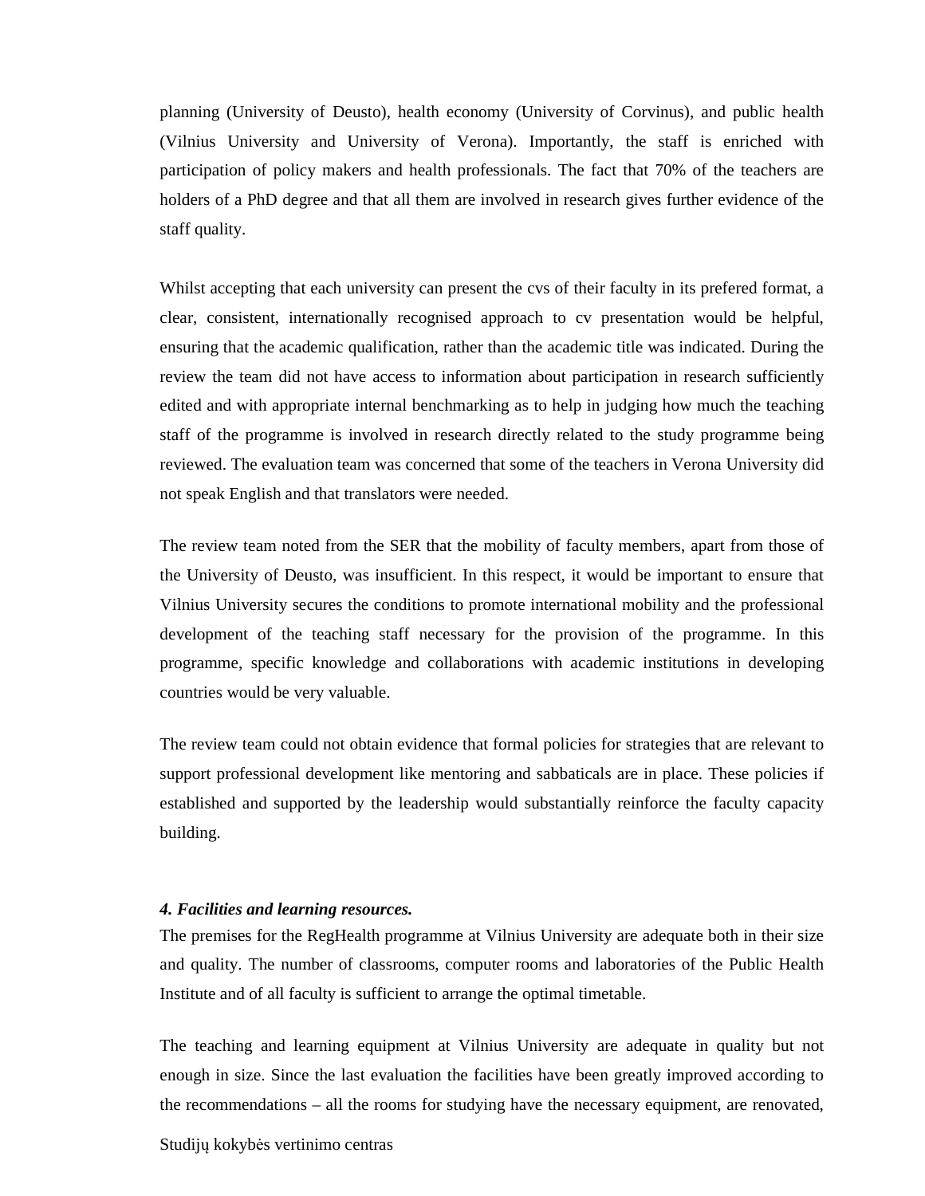planning (University of Deusto), health economy (University of Corvinus), and public health (Vilnius University and University of Verona). Importantly, the staff is enriched with participation of policy makers and health professionals. The fact that 70% of the teachers are holders of a PhD degree and that all them are involved in research gives further evidence of the staff quality.

Whilst accepting that each university can present the cvs of their faculty in its prefered format, a clear, consistent, internationally recognised approach to cv presentation would be helpful, ensuring that the academic qualification, rather than the academic title was indicated. During the review the team did not have access to information about participation in research sufficiently edited and with appropriate internal benchmarking as to help in judging how much the teaching staff of the programme is involved in research directly related to the study programme being reviewed. The evaluation team was concerned that some of the teachers in Verona University did not speak English and that translators were needed.

The review team noted from the SER that the mobility of faculty members, apart from those of the University of Deusto, was insufficient. In this respect, it would be important to ensure that Vilnius University secures the conditions to promote international mobility and the professional development of the teaching staff necessary for the provision of the programme. In this programme, specific knowledge and collaborations with academic institutions in developing countries would be very valuable.

The review team could not obtain evidence that formal policies for strategies that are relevant to support professional development like mentoring and sabbaticals are in place. These policies if established and supported by the leadership would substantially reinforce the faculty capacity building.

***4. Facilities and learning resources.***

The premises for the RegHealth programme at Vilnius University are adequate both in their size and quality. The number of classrooms, computer rooms and laboratories of the Public Health Institute and of all faculty is sufficient to arrange the optimal timetable.

The teaching and learning equipment at Vilnius University are adequate in quality but not enough in size. Since the last evaluation the facilities have been greatly improved according to the recommendations – all the rooms for studying have the necessary equipment, are renovated,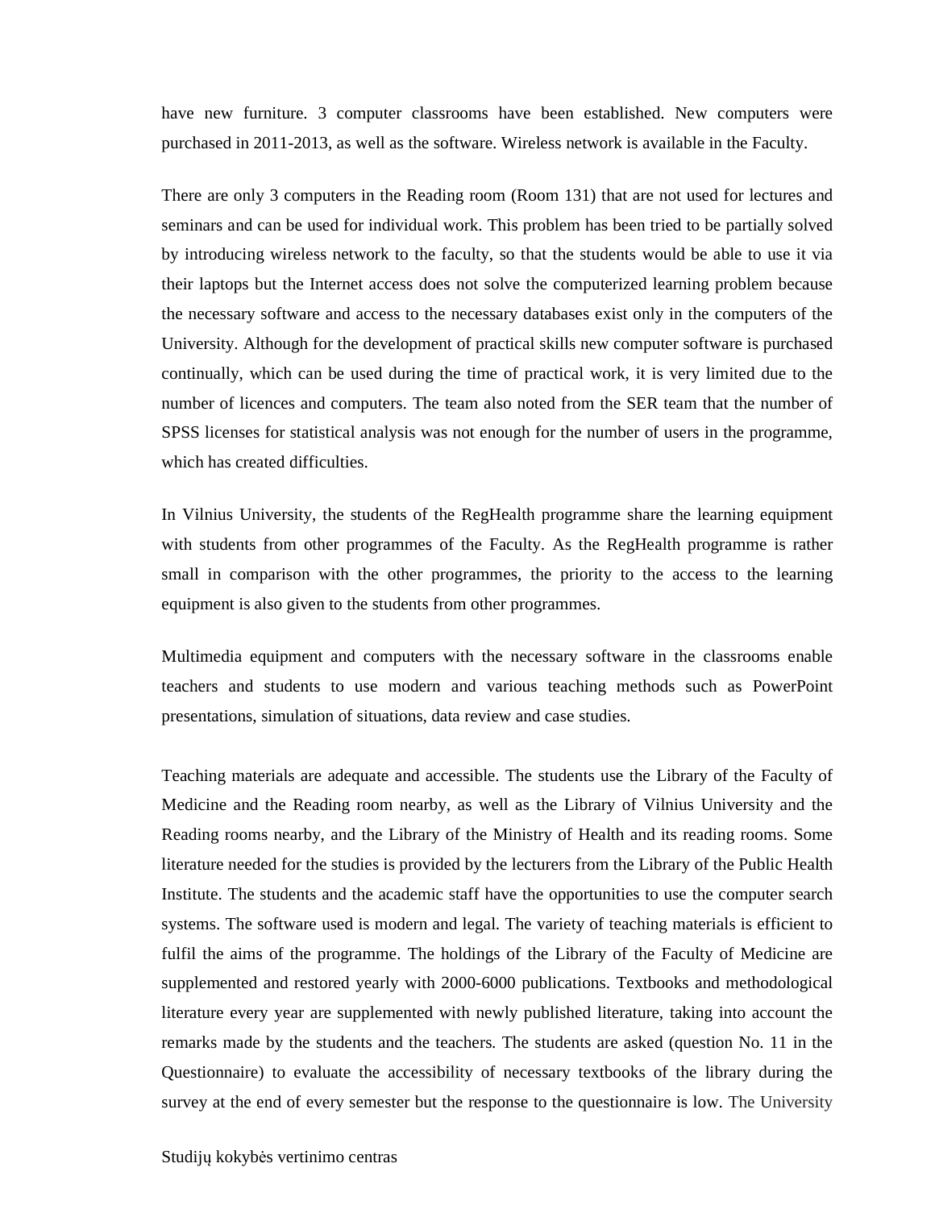have new furniture. 3 computer classrooms have been established. New computers were purchased in 2011-2013, as well as the software. Wireless network is available in the Faculty.

There are only 3 computers in the Reading room (Room 131) that are not used for lectures and seminars and can be used for individual work. This problem has been tried to be partially solved by introducing wireless network to the faculty, so that the students would be able to use it via their laptops but the Internet access does not solve the computerized learning problem because the necessary software and access to the necessary databases exist only in the computers of the University. Although for the development of practical skills new computer software is purchased continually, which can be used during the time of practical work, it is very limited due to the number of licences and computers. The team also noted from the SER team that the number of SPSS licenses for statistical analysis was not enough for the number of users in the programme, which has created difficulties.

In Vilnius University, the students of the RegHealth programme share the learning equipment with students from other programmes of the Faculty. As the RegHealth programme is rather small in comparison with the other programmes, the priority to the access to the learning equipment is also given to the students from other programmes.

Multimedia equipment and computers with the necessary software in the classrooms enable teachers and students to use modern and various teaching methods such as PowerPoint presentations, simulation of situations, data review and case studies.

Teaching materials are adequate and accessible. The students use the Library of the Faculty of Medicine and the Reading room nearby, as well as the Library of Vilnius University and the Reading rooms nearby, and the Library of the Ministry of Health and its reading rooms. Some literature needed for the studies is provided by the lecturers from the Library of the Public Health Institute. The students and the academic staff have the opportunities to use the computer search systems. The software used is modern and legal. The variety of teaching materials is efficient to fulfil the aims of the programme. The holdings of the Library of the Faculty of Medicine are supplemented and restored yearly with 2000-6000 publications. Textbooks and methodological literature every year are supplemented with newly published literature, taking into account the remarks made by the students and the teachers. The students are asked (question No. 11 in the Questionnaire) to evaluate the accessibility of necessary textbooks of the library during the survey at the end of every semester but the response to the questionnaire is low. The University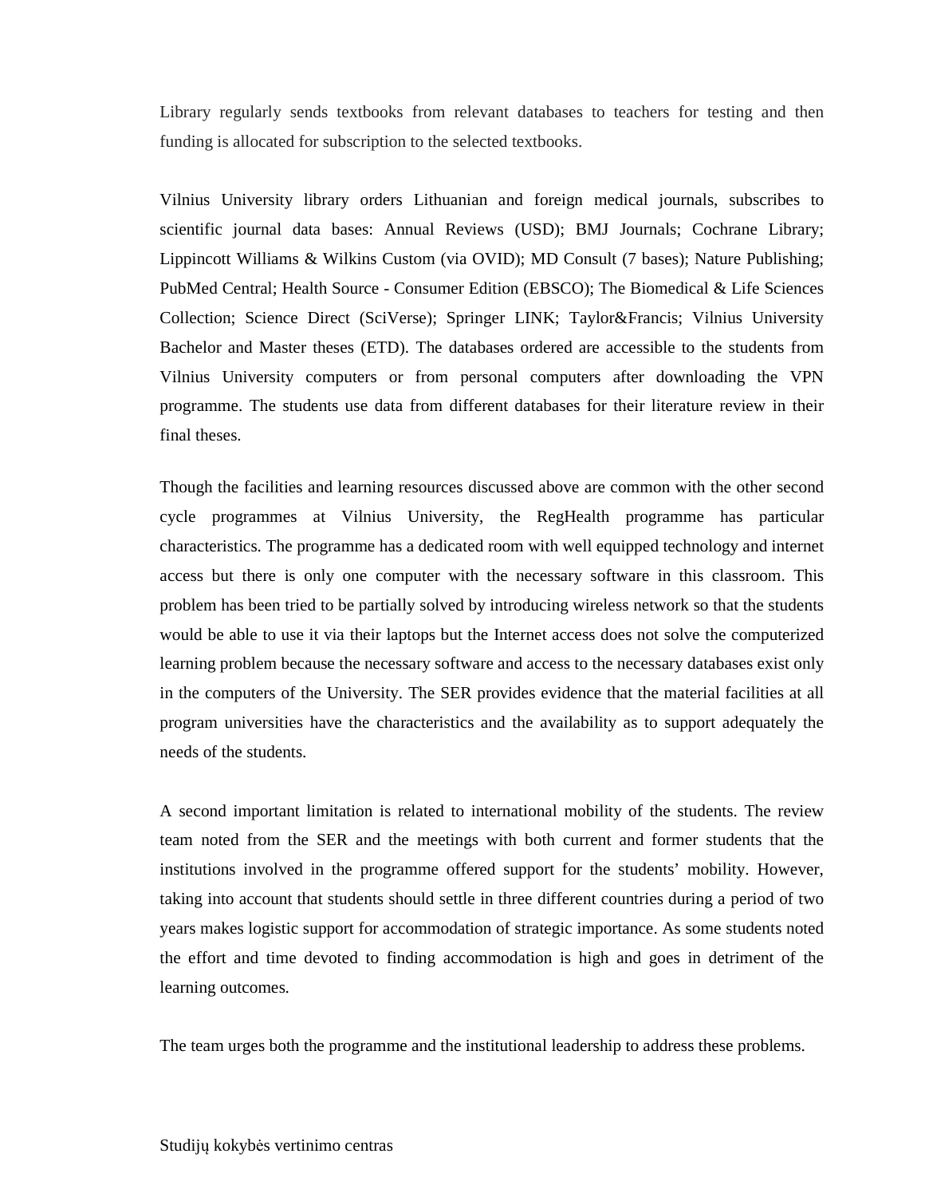Library regularly sends textbooks from relevant databases to teachers for testing and then funding is allocated for subscription to the selected textbooks.

Vilnius University library orders Lithuanian and foreign medical journals, subscribes to scientific journal data bases: Annual Reviews (USD); BMJ Journals; Cochrane Library; Lippincott Williams & Wilkins Custom (via OVID); MD Consult (7 bases); Nature Publishing; PubMed Central; Health Source - Consumer Edition (EBSCO); The Biomedical & Life Sciences Collection; Science Direct (SciVerse); Springer LINK; Taylor&Francis; Vilnius University Bachelor and Master theses (ETD). The databases ordered are accessible to the students from Vilnius University computers or from personal computers after downloading the VPN programme. The students use data from different databases for their literature review in their final theses.

Though the facilities and learning resources discussed above are common with the other second cycle programmes at Vilnius University, the RegHealth programme has particular characteristics. The programme has a dedicated room with well equipped technology and internet access but there is only one computer with the necessary software in this classroom. This problem has been tried to be partially solved by introducing wireless network so that the students would be able to use it via their laptops but the Internet access does not solve the computerized learning problem because the necessary software and access to the necessary databases exist only in the computers of the University. The SER provides evidence that the material facilities at all program universities have the characteristics and the availability as to support adequately the needs of the students.

A second important limitation is related to international mobility of the students. The review team noted from the SER and the meetings with both current and former students that the institutions involved in the programme offered support for the students' mobility. However, taking into account that students should settle in three different countries during a period of two years makes logistic support for accommodation of strategic importance. As some students noted the effort and time devoted to finding accommodation is high and goes in detriment of the learning outcomes.

The team urges both the programme and the institutional leadership to address these problems.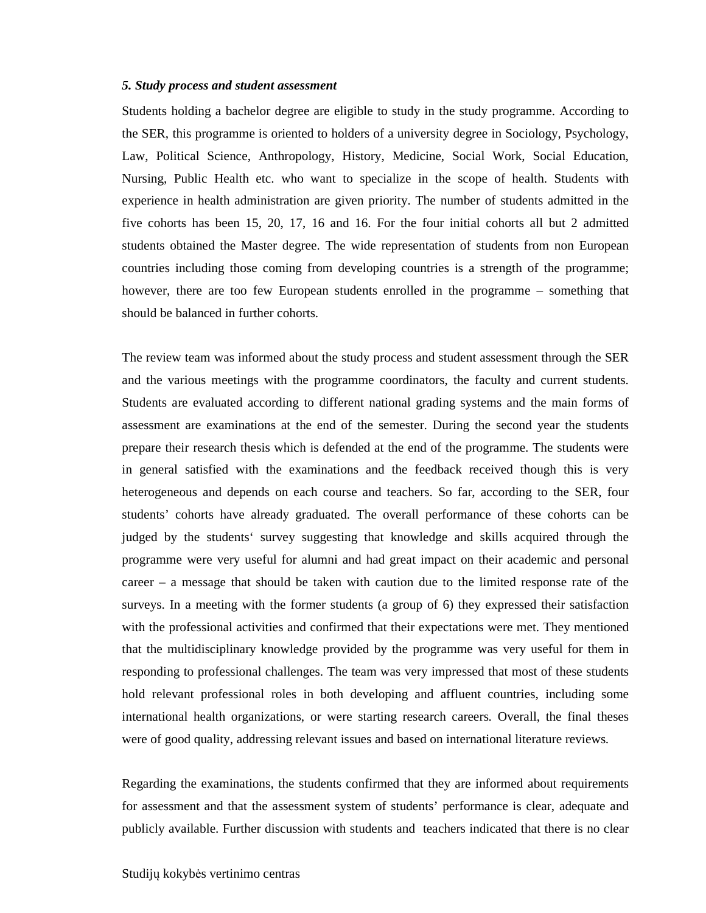***5. Study process and student assessment***

Students holding a bachelor degree are eligible to study in the study programme. According to the SER, this programme is oriented to holders of a university degree in Sociology, Psychology, Law, Political Science, Anthropology, History, Medicine, Social Work, Social Education, Nursing, Public Health etc. who want to specialize in the scope of health. Students with experience in health administration are given priority. The number of students admitted in the five cohorts has been 15, 20, 17, 16 and 16. For the four initial cohorts all but 2 admitted students obtained the Master degree. The wide representation of students from non European countries including those coming from developing countries is a strength of the programme; however, there are too few European students enrolled in the programme – something that should be balanced in further cohorts.

The review team was informed about the study process and student assessment through the SER and the various meetings with the programme coordinators, the faculty and current students. Students are evaluated according to different national grading systems and the main forms of assessment are examinations at the end of the semester. During the second year the students prepare their research thesis which is defended at the end of the programme. The students were in general satisfied with the examinations and the feedback received though this is very heterogeneous and depends on each course and teachers. So far, according to the SER, four students' cohorts have already graduated. The overall performance of these cohorts can be judged by the students' survey suggesting that knowledge and skills acquired through the programme were very useful for alumni and had great impact on their academic and personal career – a message that should be taken with caution due to the limited response rate of the surveys. In a meeting with the former students (a group of 6) they expressed their satisfaction with the professional activities and confirmed that their expectations were met. They mentioned that the multidisciplinary knowledge provided by the programme was very useful for them in responding to professional challenges. The team was very impressed that most of these students hold relevant professional roles in both developing and affluent countries, including some international health organizations, or were starting research careers. Overall, the final theses were of good quality, addressing relevant issues and based on international literature reviews.

Regarding the examinations, the students confirmed that they are informed about requirements for assessment and that the assessment system of students' performance is clear, adequate and publicly available. Further discussion with students and teachers indicated that there is no clear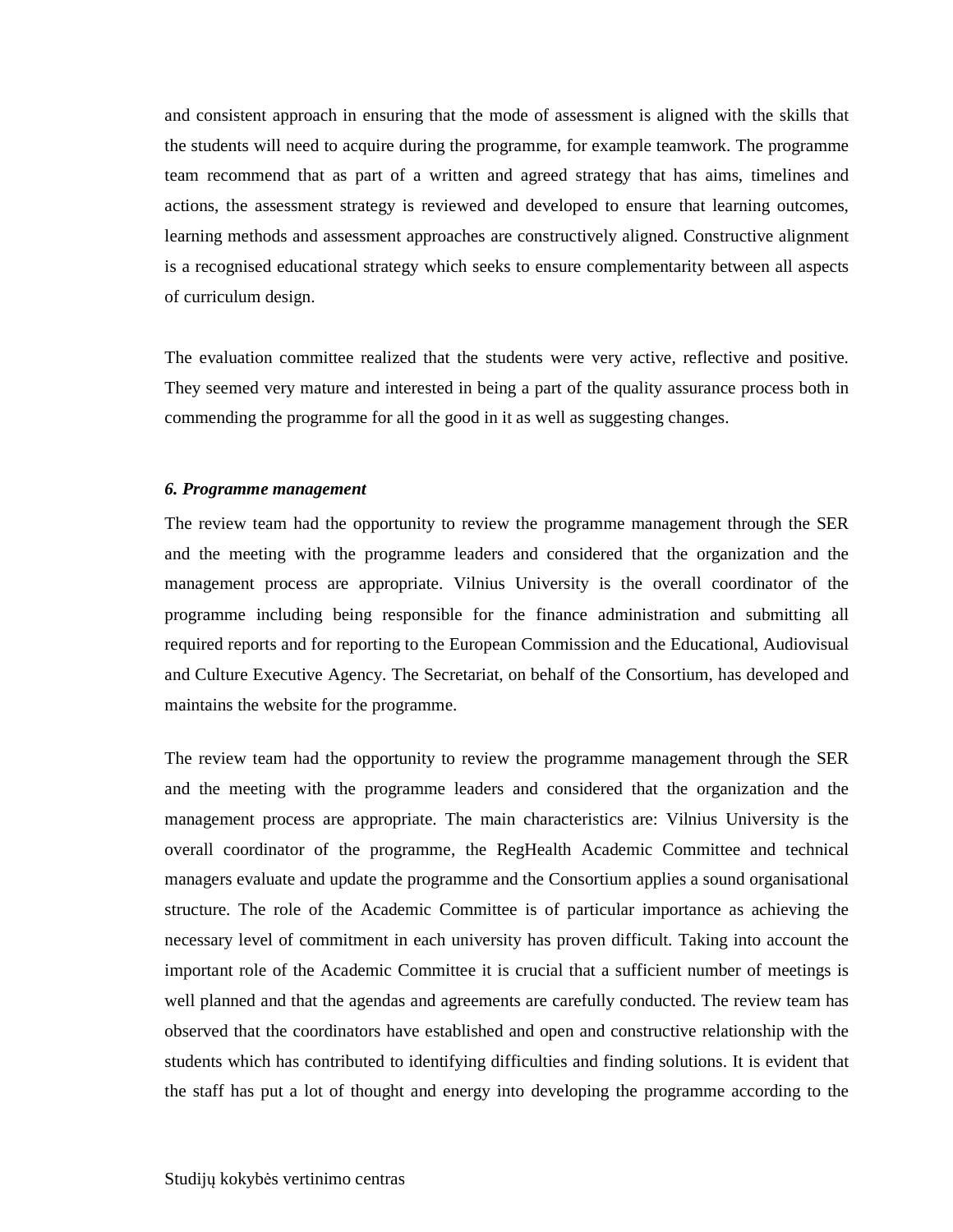and consistent approach in ensuring that the mode of assessment is aligned with the skills that the students will need to acquire during the programme, for example teamwork. The programme team recommend that as part of a written and agreed strategy that has aims, timelines and actions, the assessment strategy is reviewed and developed to ensure that learning outcomes, learning methods and assessment approaches are constructively aligned. Constructive alignment is a recognised educational strategy which seeks to ensure complementarity between all aspects of curriculum design.

The evaluation committee realized that the students were very active, reflective and positive. They seemed very mature and interested in being a part of the quality assurance process both in commending the programme for all the good in it as well as suggesting changes.

***6. Programme management***

The review team had the opportunity to review the programme management through the SER and the meeting with the programme leaders and considered that the organization and the management process are appropriate. Vilnius University is the overall coordinator of the programme including being responsible for the finance administration and submitting all required reports and for reporting to the European Commission and the Educational, Audiovisual and Culture Executive Agency. The Secretariat, on behalf of the Consortium, has developed and maintains the website for the programme.

The review team had the opportunity to review the programme management through the SER and the meeting with the programme leaders and considered that the organization and the management process are appropriate. The main characteristics are: Vilnius University is the overall coordinator of the programme, the RegHealth Academic Committee and technical managers evaluate and update the programme and the Consortium applies a sound organisational structure. The role of the Academic Committee is of particular importance as achieving the necessary level of commitment in each university has proven difficult. Taking into account the important role of the Academic Committee it is crucial that a sufficient number of meetings is well planned and that the agendas and agreements are carefully conducted. The review team has observed that the coordinators have established and open and constructive relationship with the students which has contributed to identifying difficulties and finding solutions. It is evident that the staff has put a lot of thought and energy into developing the programme according to the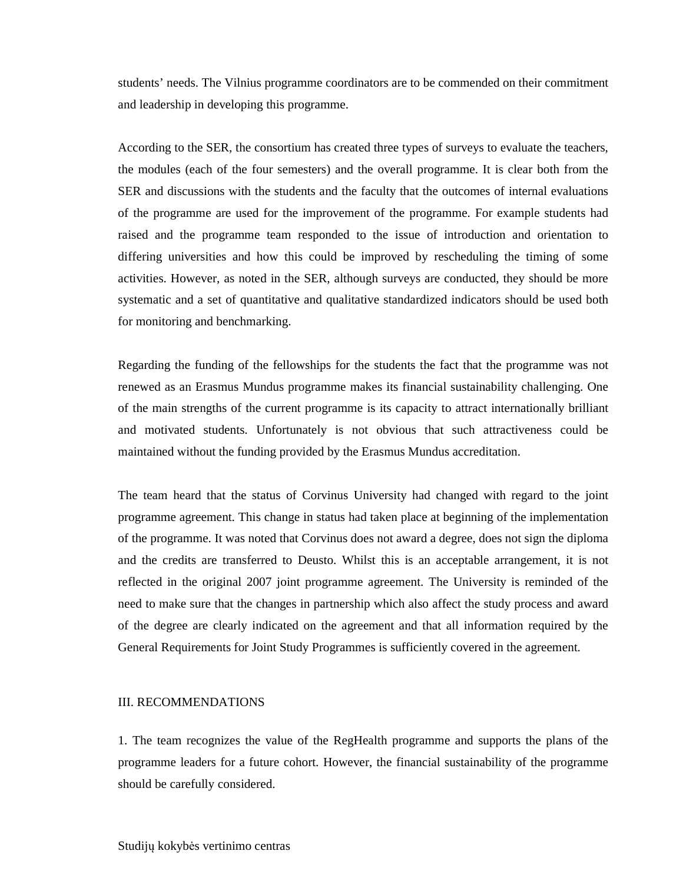students' needs. The Vilnius programme coordinators are to be commended on their commitment and leadership in developing this programme.

According to the SER, the consortium has created three types of surveys to evaluate the teachers, the modules (each of the four semesters) and the overall programme. It is clear both from the SER and discussions with the students and the faculty that the outcomes of internal evaluations of the programme are used for the improvement of the programme. For example students had raised and the programme team responded to the issue of introduction and orientation to differing universities and how this could be improved by rescheduling the timing of some activities. However, as noted in the SER, although surveys are conducted, they should be more systematic and a set of quantitative and qualitative standardized indicators should be used both for monitoring and benchmarking.

Regarding the funding of the fellowships for the students the fact that the programme was not renewed as an Erasmus Mundus programme makes its financial sustainability challenging. One of the main strengths of the current programme is its capacity to attract internationally brilliant and motivated students. Unfortunately is not obvious that such attractiveness could be maintained without the funding provided by the Erasmus Mundus accreditation.

The team heard that the status of Corvinus University had changed with regard to the joint programme agreement. This change in status had taken place at beginning of the implementation of the programme. It was noted that Corvinus does not award a degree, does not sign the diploma and the credits are transferred to Deusto. Whilst this is an acceptable arrangement, it is not reflected in the original 2007 joint programme agreement. The University is reminded of the need to make sure that the changes in partnership which also affect the study process and award of the degree are clearly indicated on the agreement and that all information required by the General Requirements for Joint Study Programmes is sufficiently covered in the agreement.

## III. RECOMMENDATIONS

1. The team recognizes the value of the RegHealth programme and supports the plans of the programme leaders for a future cohort. However, the financial sustainability of the programme should be carefully considered.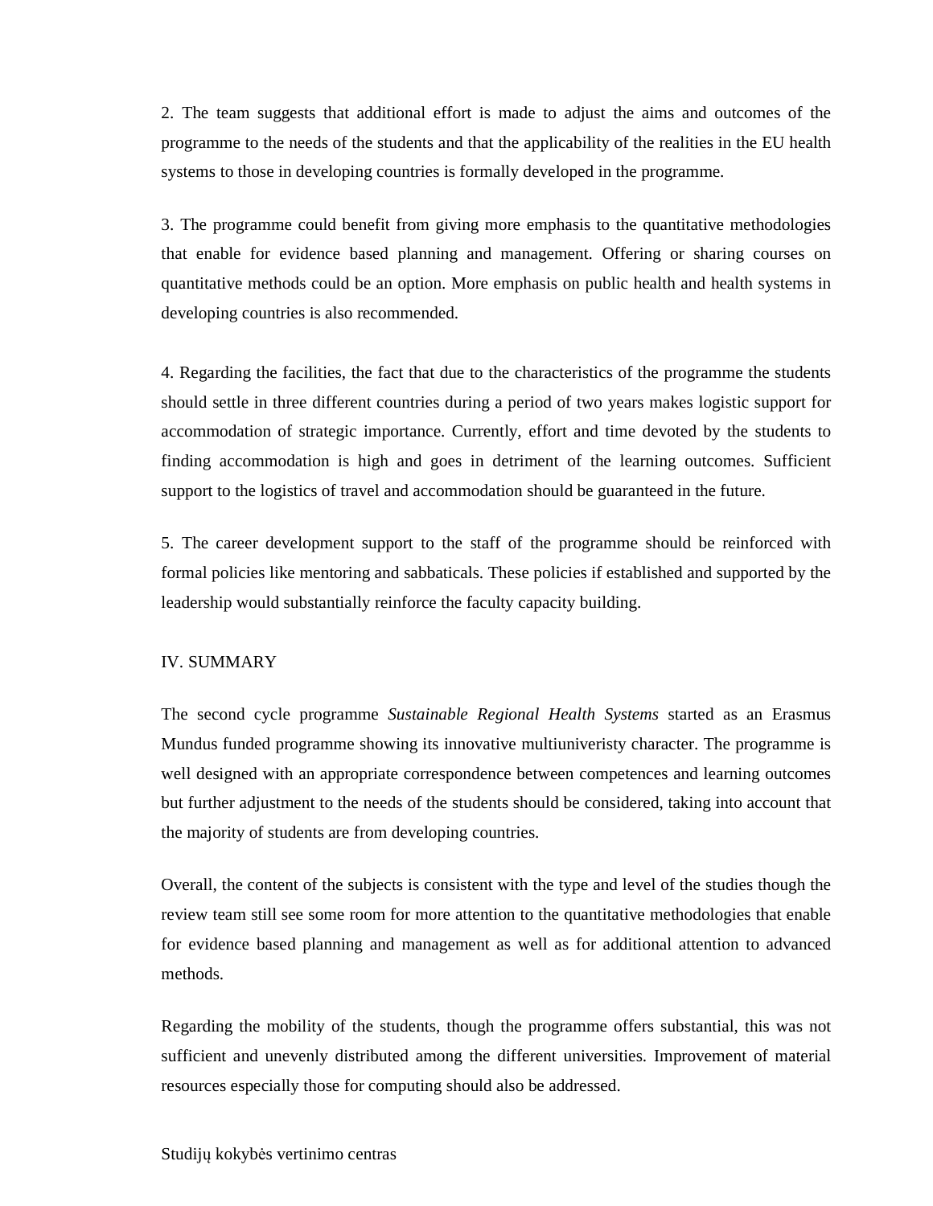2. The team suggests that additional effort is made to adjust the aims and outcomes of the programme to the needs of the students and that the applicability of the realities in the EU health systems to those in developing countries is formally developed in the programme.

3. The programme could benefit from giving more emphasis to the quantitative methodologies that enable for evidence based planning and management. Offering or sharing courses on quantitative methods could be an option. More emphasis on public health and health systems in developing countries is also recommended.

4. Regarding the facilities, the fact that due to the characteristics of the programme the students should settle in three different countries during a period of two years makes logistic support for accommodation of strategic importance. Currently, effort and time devoted by the students to finding accommodation is high and goes in detriment of the learning outcomes. Sufficient support to the logistics of travel and accommodation should be guaranteed in the future.

5. The career development support to the staff of the programme should be reinforced with formal policies like mentoring and sabbaticals. These policies if established and supported by the leadership would substantially reinforce the faculty capacity building.

## IV. SUMMARY

The second cycle programme *Sustainable Regional Health Systems* started as an Erasmus Mundus funded programme showing its innovative multiuniveristy character. The programme is well designed with an appropriate correspondence between competences and learning outcomes but further adjustment to the needs of the students should be considered, taking into account that the majority of students are from developing countries.

Overall, the content of the subjects is consistent with the type and level of the studies though the review team still see some room for more attention to the quantitative methodologies that enable for evidence based planning and management as well as for additional attention to advanced methods.

Regarding the mobility of the students, though the programme offers substantial, this was not sufficient and unevenly distributed among the different universities. Improvement of material resources especially those for computing should also be addressed.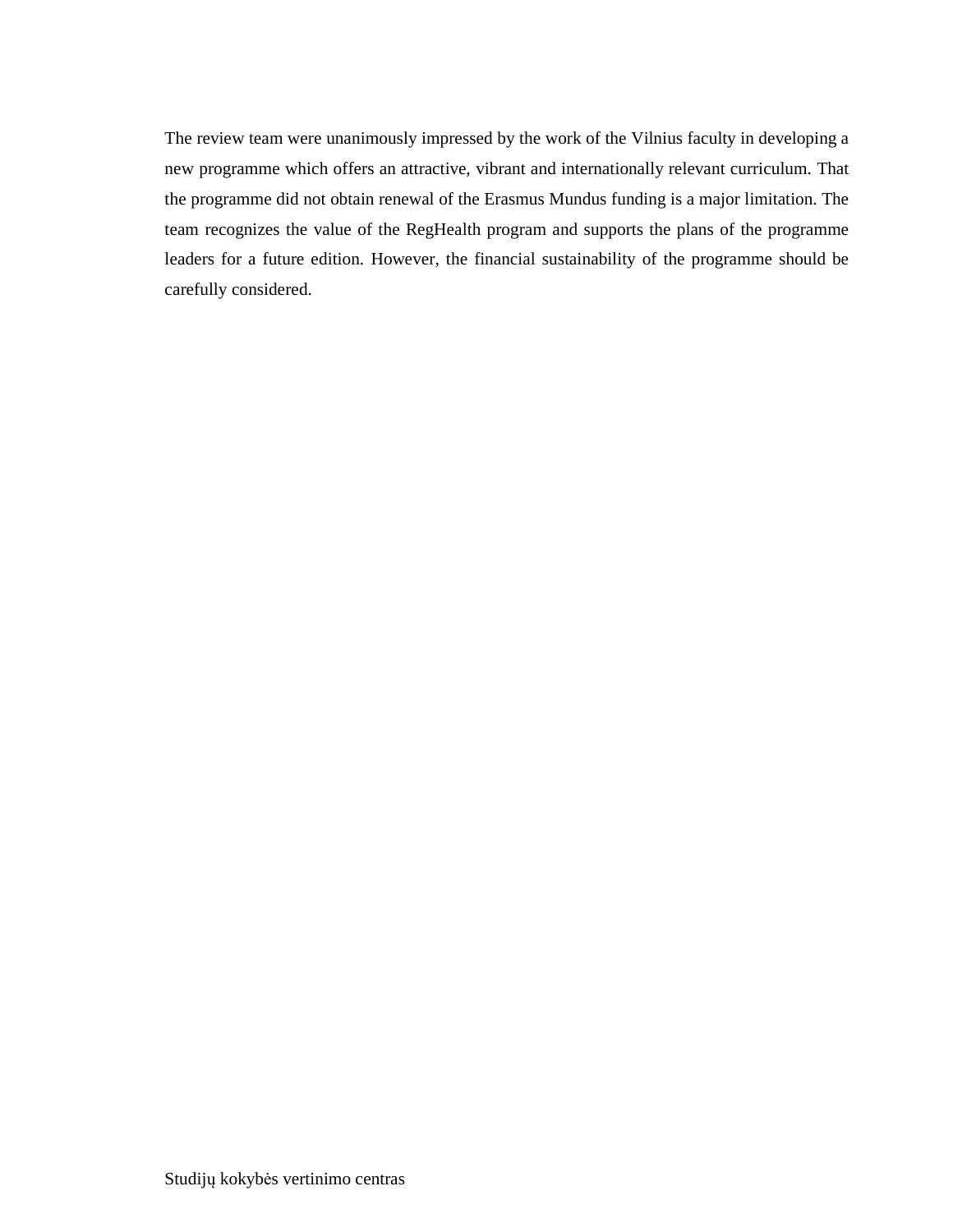The review team were unanimously impressed by the work of the Vilnius faculty in developing a new programme which offers an attractive, vibrant and internationally relevant curriculum. That the programme did not obtain renewal of the Erasmus Mundus funding is a major limitation. The team recognizes the value of the RegHealth program and supports the plans of the programme leaders for a future edition. However, the financial sustainability of the programme should be carefully considered.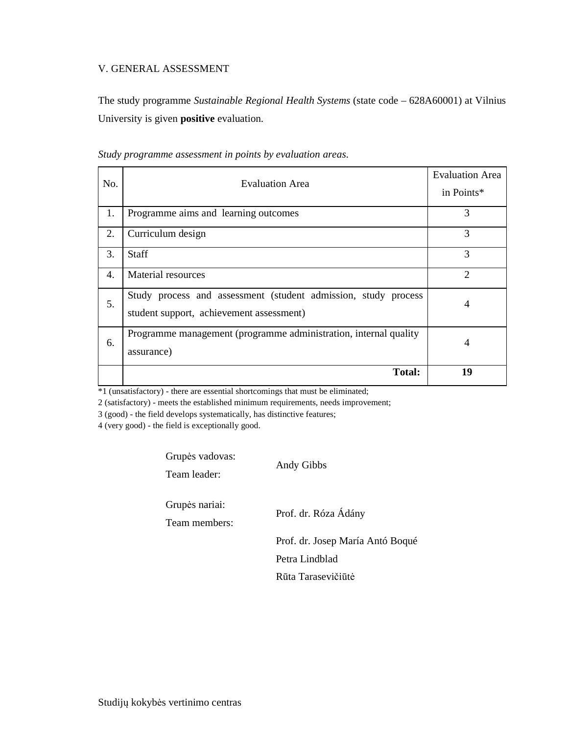## V. GENERAL ASSESSMENT

The study programme *Sustainable Regional Health Systems* (state code – 628A60001) at Vilnius University is given **positive** evaluation.

*Study programme assessment in points by evaluation areas.*

| No. | Evaluation Area | Evaluation Area in Points* |
|---|---|---|
| 1. | Programme aims and learning outcomes | 3 |
| 2. | Curriculum design | 3 |
| 3. | Staff | 3 |
| 4. | Material resources | 2 |
| 5. | Study process and assessment (student admission, study process student support, achievement assessment) | 4 |
| 6. | Programme management (programme administration, internal quality assurance) | 4 |
| | **Total:** | **19** |

*1 (unsatisfactory) - there are essential shortcomings that must be eliminated;
2 (satisfactory) - meets the established minimum requirements, needs improvement;
3 (good) - the field develops systematically, has distinctive features;
4 (very good) - the field is exceptionally good.

| | |
|---|---|
| Grupės vadovas: Team leader: | Andy Gibbs |
| Grupės nariai: Team members: | Prof. dr. Róza Ádány |
| | Prof. dr. Josep María Antó Boqué |
| | Petra Lindblad |
| | Rūta Tarasevičiūtė |

Studijų kokybės vertinimo centras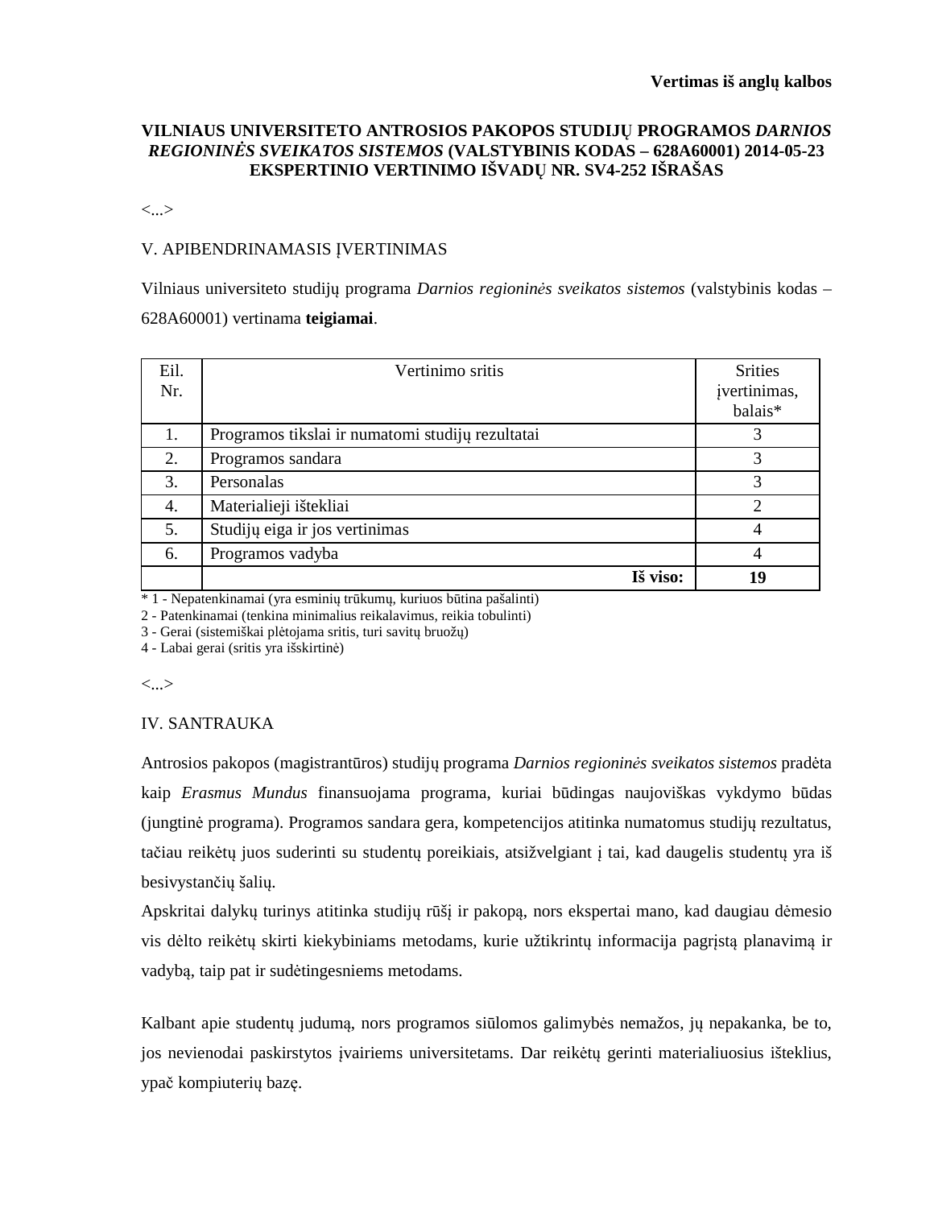**Vertimas iš anglų kalbos**

**VILNIAUS UNIVERSITETO ANTROSIOS PAKOPOS STUDIJŲ PROGRAMOS *DARNIOS REGIONINĖS SVEIKATOS SISTEMOS* (VALSTYBINIS KODAS – 628A60001) 2014-05-23 EKSPERTINIO VERTINIMO IŠVADŲ NR. SV4-252 IŠRAŠAS**

<...>

V. APIBENDRINAMASIS ĮVERTINIMAS

Vilniaus universiteto studijų programa *Darnios regioninės sveikatos sistemos* (valstybinis kodas – 628A60001) vertinama **teigiamai**.

| Eil. Nr. | Vertinimo sritis | Srities įvertinimas, balais* |
|---|---|---|
| 1. | Programos tikslai ir numatomi studijų rezultatai | 3 |
| 2. | Programos sandara | 3 |
| 3. | Personalas | 3 |
| 4. | Materialieji ištekliai | 2 |
| 5. | Studijų eiga ir jos vertinimas | 4 |
| 6. | Programos vadyba | 4 |
| | **Iš viso:** | **19** |

\* 1 - Nepatenkinamai (yra esminių trūkumų, kuriuos būtina pašalinti)
2 - Patenkinamai (tenkina minimalius reikalavimus, reikia tobulinti)
3 - Gerai (sistemiškai plėtojama sritis, turi savitų bruožų)
4 - Labai gerai (sritis yra išskirtinė)

<...>

IV. SANTRAUKA

Antrosios pakopos (magistrantūros) studijų programa *Darnios regioninės sveikatos sistemos* pradėta kaip *Erasmus Mundus* finansuojama programa, kuriai būdingas naujoviškas vykdymo būdas (jungtinė programa). Programos sandara gera, kompetencijos atitinka numatomus studijų rezultatus, tačiau reikėtų juos suderinti su studentų poreikiais, atsižvelgiant į tai, kad daugelis studentų yra iš besivystančių šalių.

Apskritai dalykų turinys atitinka studijų rūšį ir pakopą, nors ekspertai mano, kad daugiau dėmesio vis dėlto reikėtų skirti kiekybiniams metodams, kurie užtikrintų informacija pagrįstą planavimą ir vadybą, taip pat ir sudėtingesniems metodams.

Kalbant apie studentų judumą, nors programos siūlomos galimybės nemažos, jų nepakanka, be to, jos nevienodai paskirstytos įvairiems universitetams. Dar reikėtų gerinti materialiuosius išteklius, ypač kompiuterių bazę.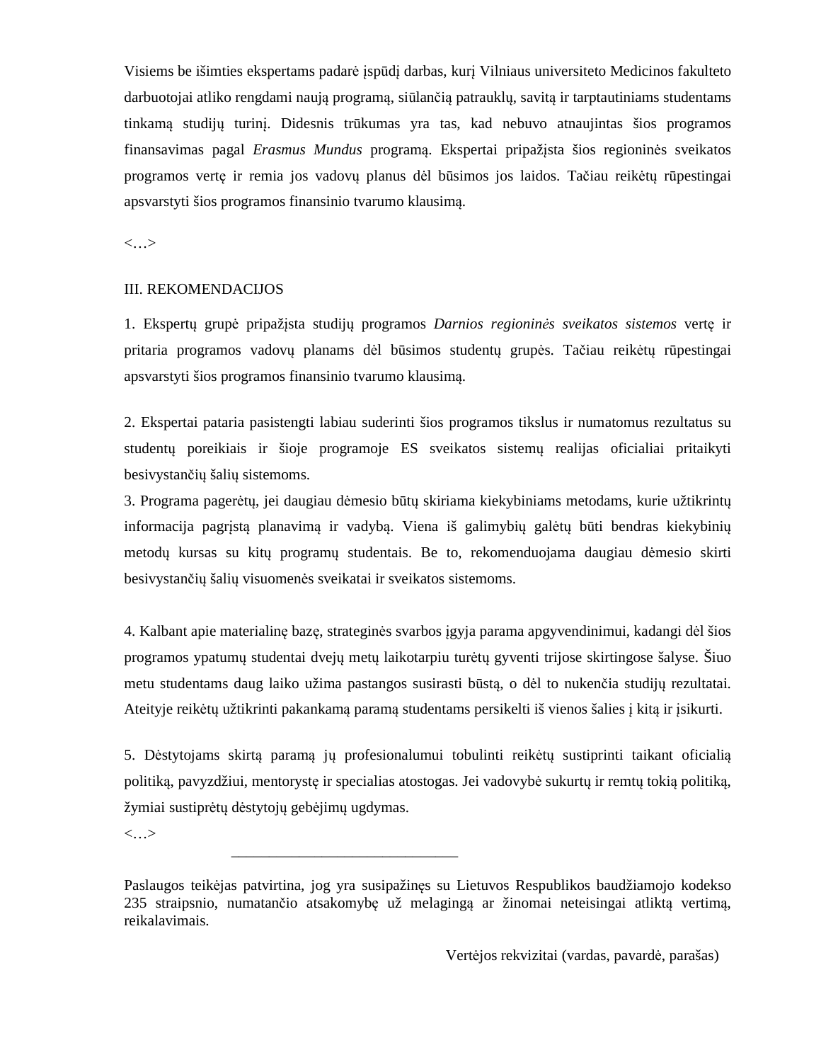Visiems be išimties ekspertams padarė įspūdį darbas, kurį Vilniaus universiteto Medicinos fakulteto darbuotojai atliko rengdami naują programą, siūlančią patrauklų, savitą ir tarptautiniams studentams tinkamą studijų turinį. Didesnis trūkumas yra tas, kad nebuvo atnaujintas šios programos finansavimas pagal *Erasmus Mundus* programą. Ekspertai pripažįsta šios regioninės sveikatos programos vertę ir remia jos vadovų planus dėl būsimos jos laidos. Tačiau reikėtų rūpestingai apsvarstyti šios programos finansinio tvarumo klausimą.

<…>

III. REKOMENDACIJOS

1. Ekspertų grupė pripažįsta studijų programos *Darnios regioninės sveikatos sistemos* vertę ir pritaria programos vadovų planams dėl būsimos studentų grupės. Tačiau reikėtų rūpestingai apsvarstyti šios programos finansinio tvarumo klausimą.

2. Ekspertai pataria pasistengti labiau suderinti šios programos tikslus ir numatomus rezultatus su studentų poreikiais ir šioje programoje ES sveikatos sistemų realijas oficialiai pritaikyti besivystančių šalių sistemoms.

3. Programa pagerėtų, jei daugiau dėmesio būtų skiriama kiekybiniams metodams, kurie užtikrintų informacija pagrįstą planavimą ir vadybą. Viena iš galimybių galėtų būti bendras kiekybinių metodų kursas su kitų programų studentais. Be to, rekomenduojama daugiau dėmesio skirti besivystančių šalių visuomenės sveikatai ir sveikatos sistemoms.

4. Kalbant apie materialinę bazę, strateginės svarbos įgyja parama apgyvendinimui, kadangi dėl šios programos ypatumų studentai dvejų metų laikotarpiu turėtų gyventi trijose skirtingose šalyse. Šiuo metu studentams daug laiko užima pastangos susirasti būstą, o dėl to nukenčia studijų rezultatai. Ateityje reikėtų užtikrinti pakankamą paramą studentams persikelti iš vienos šalies į kitą ir įsikurti.

5. Dėstytojams skirtą paramą jų profesionalumui tobulinti reikėtų sustiprinti taikant oficialią politiką, pavyzdžiui, mentorystę ir specialias atostogas. Jei vadovybė sukurtų ir remtų tokią politiką, žymiai sustiprėtų dėstytojų gebėjimų ugdymas.

<…>

______________________________

Paslaugos teikėjas patvirtina, jog yra susipažinęs su Lietuvos Respublikos baudžiamojo kodekso 235 straipsnio, numatančio atsakomybę už melagingą ar žinomai neteisingai atliktą vertimą, reikalavimais.

Vertėjos rekvizitai (vardas, pavardė, parašas)